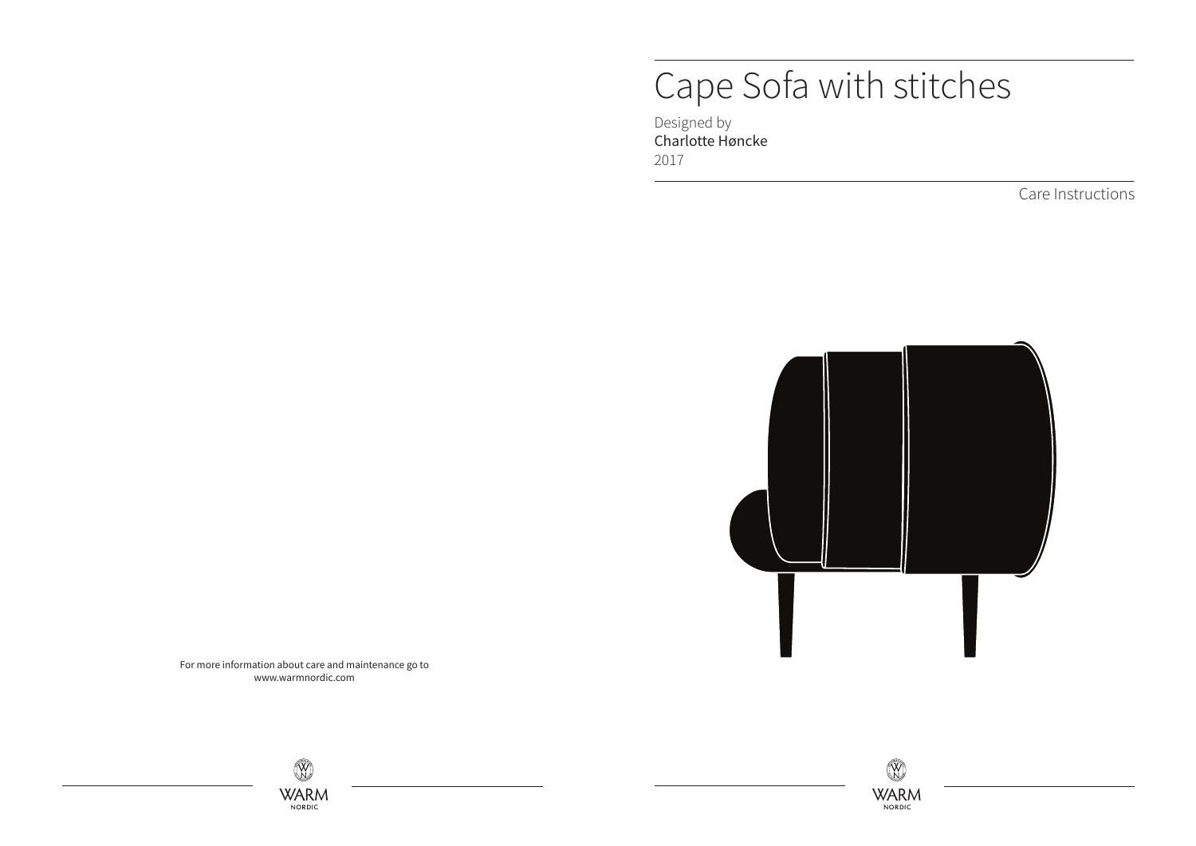# Cape Sofa with stitches

Designed by
Charlotte Høncke
2017

Care Instructions

For more information about care and maintenance go to
www.warmnordic.com

WARM
NORDIC

WARM
NORDIC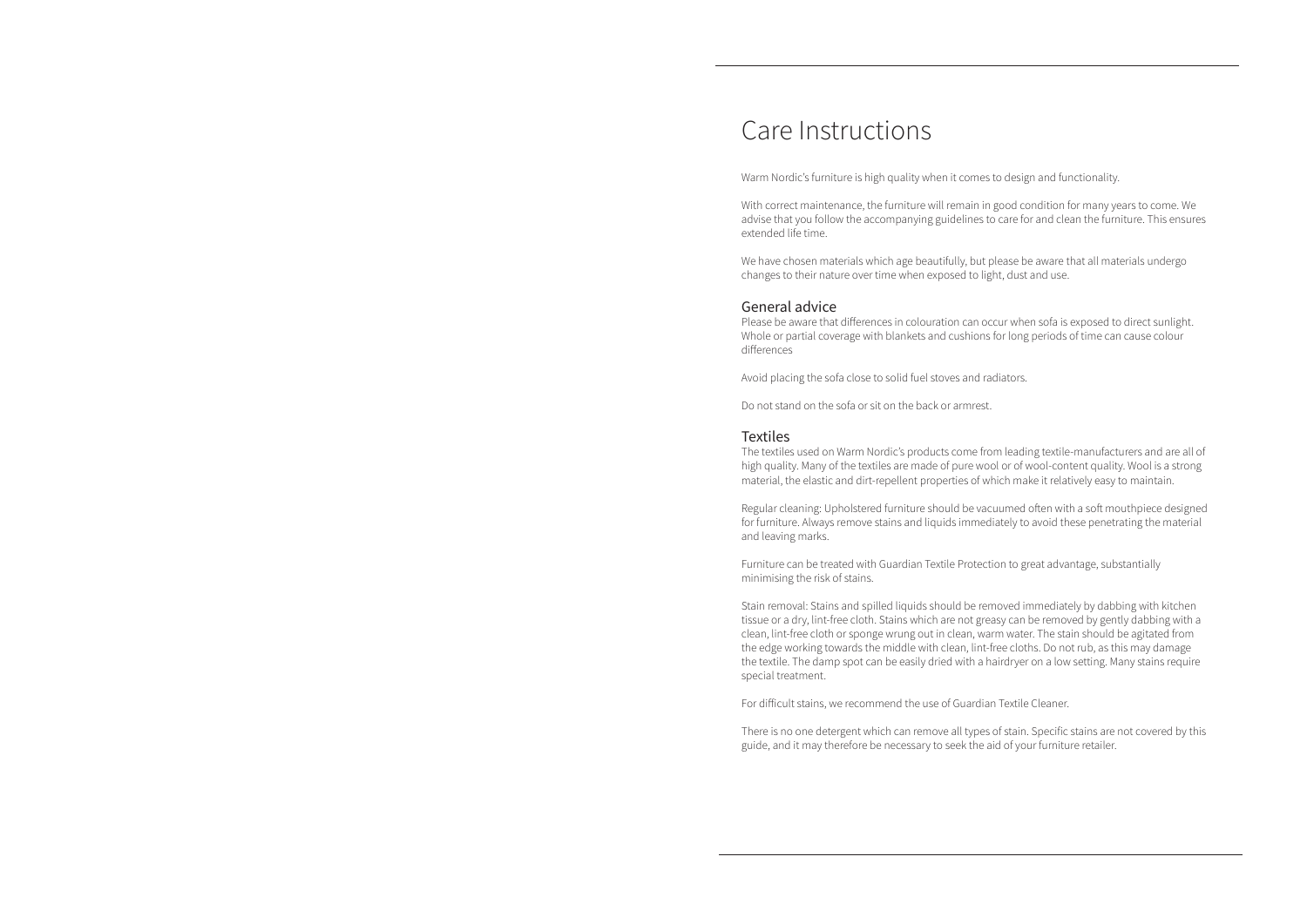# Care Instructions

Warm Nordic's furniture is high quality when it comes to design and functionality.

With correct maintenance, the furniture will remain in good condition for many years to come. We advise that you follow the accompanying guidelines to care for and clean the furniture. This ensures extended life time.

We have chosen materials which age beautifully, but please be aware that all materials undergo changes to their nature over time when exposed to light, dust and use.

## General advice

Please be aware that differences in colouration can occur when sofa is exposed to direct sunlight. Whole or partial coverage with blankets and cushions for long periods of time can cause colour differences

Avoid placing the sofa close to solid fuel stoves and radiators.

Do not stand on the sofa or sit on the back or armrest.

## Textiles

The textiles used on Warm Nordic's products come from leading textile-manufacturers and are all of high quality. Many of the textiles are made of pure wool or of wool-content quality. Wool is a strong material, the elastic and dirt-repellent properties of which make it relatively easy to maintain.

Regular cleaning: Upholstered furniture should be vacuumed often with a soft mouthpiece designed for furniture. Always remove stains and liquids immediately to avoid these penetrating the material and leaving marks.

Furniture can be treated with Guardian Textile Protection to great advantage, substantially minimising the risk of stains.

Stain removal: Stains and spilled liquids should be removed immediately by dabbing with kitchen tissue or a dry, lint-free cloth. Stains which are not greasy can be removed by gently dabbing with a clean, lint-free cloth or sponge wrung out in clean, warm water. The stain should be agitated from the edge working towards the middle with clean, lint-free cloths. Do not rub, as this may damage the textile. The damp spot can be easily dried with a hairdryer on a low setting. Many stains require special treatment.

For difficult stains, we recommend the use of Guardian Textile Cleaner.

There is no one detergent which can remove all types of stain. Specific stains are not covered by this guide, and it may therefore be necessary to seek the aid of your furniture retailer.